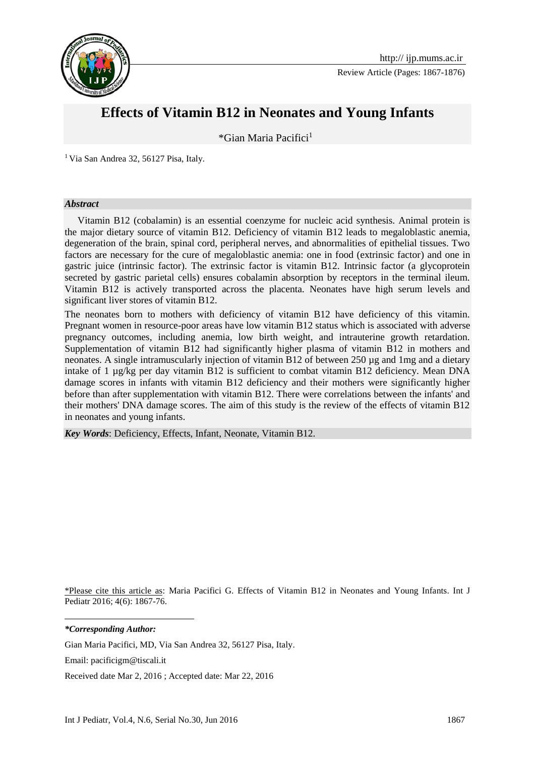Review Article (Pages: 1867-1876)

# Effects of Vitamin B12 in Neonates and Young Infants

*Gian Maria Pacifici[1]

[1] Via San Andrea 32, 56127 Pisa, Italy.

***Abstract***

Vitamin B12 (cobalamin) is an essential coenzyme for nucleic acid synthesis. Animal protein is the major dietary source of vitamin B12. Deficiency of vitamin B12 leads to megaloblastic anemia, degeneration of the brain, spinal cord, peripheral nerves, and abnormalities of epithelial tissues. Two factors are necessary for the cure of megaloblastic anemia: one in food (extrinsic factor) and one in gastric juice (intrinsic factor). The extrinsic factor is vitamin B12. Intrinsic factor (a glycoprotein secreted by gastric parietal cells) ensures cobalamin absorption by receptors in the terminal ileum. Vitamin B12 is actively transported across the placenta. Neonates have high serum levels and significant liver stores of vitamin B12.

The neonates born to mothers with deficiency of vitamin B12 have deficiency of this vitamin. Pregnant women in resource-poor areas have low vitamin B12 status which is associated with adverse pregnancy outcomes, including anemia, low birth weight, and intrauterine growth retardation. Supplementation of vitamin B12 had significantly higher plasma of vitamin B12 in mothers and neonates. A single intramuscularly injection of vitamin B12 of between 250 µg and 1mg and a dietary intake of 1 µg/kg per day vitamin B12 is sufficient to combat vitamin B12 deficiency. Mean DNA damage scores in infants with vitamin B12 deficiency and their mothers were significantly higher before than after supplementation with vitamin B12. There were correlations between the infants' and their mothers' DNA damage scores. The aim of this study is the review of the effects of vitamin B12 in neonates and young infants.

***Key Words***: Deficiency, Effects, Infant, Neonate, Vitamin B12.

*Please cite this article as: Maria Pacifici G. Effects of Vitamin B12 in Neonates and Young Infants. Int J Pediatr 2016; 4(6): 1867-76.

***Corresponding Author:***

Gian Maria Pacifici, MD, Via San Andrea 32, 56127 Pisa, Italy.

Email: pacificigm@tiscali.it

Received date Mar 2, 2016 ; Accepted date: Mar 22, 2016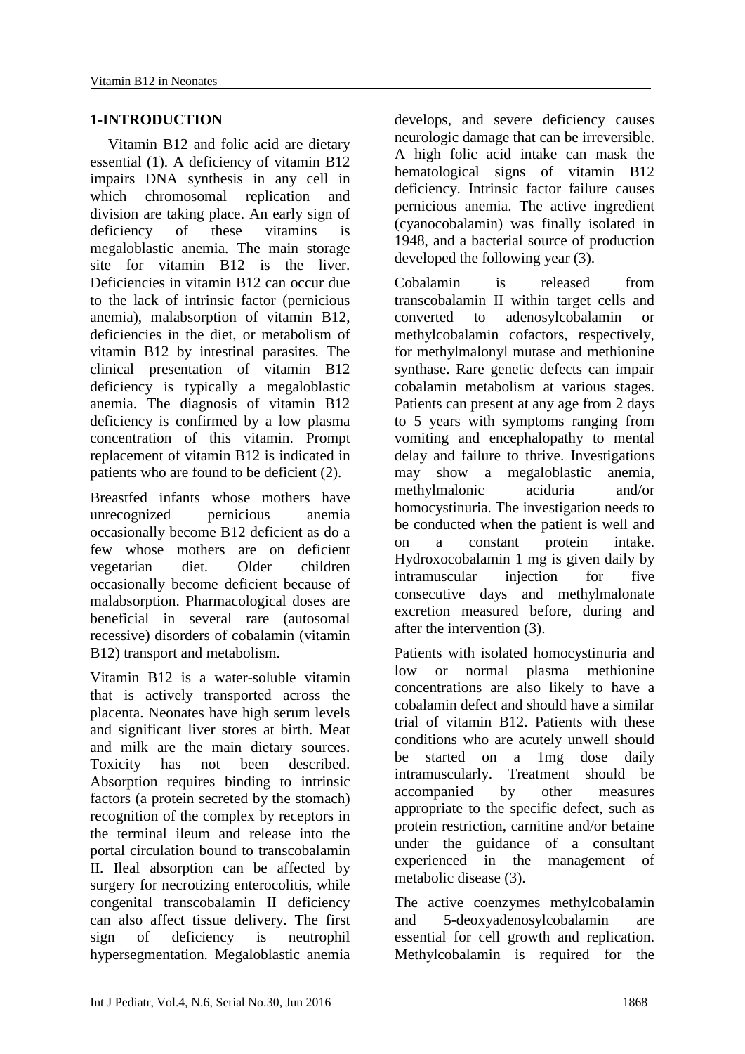## 1-INTRODUCTION

Vitamin B12 and folic acid are dietary essential (1). A deficiency of vitamin B12 impairs DNA synthesis in any cell in which chromosomal replication and division are taking place. An early sign of deficiency of these vitamins is megaloblastic anemia. The main storage site for vitamin B12 is the liver. Deficiencies in vitamin B12 can occur due to the lack of intrinsic factor (pernicious anemia), malabsorption of vitamin B12, deficiencies in the diet, or metabolism of vitamin B12 by intestinal parasites. The clinical presentation of vitamin B12 deficiency is typically a megaloblastic anemia. The diagnosis of vitamin B12 deficiency is confirmed by a low plasma concentration of this vitamin. Prompt replacement of vitamin B12 is indicated in patients who are found to be deficient (2).

Breastfed infants whose mothers have unrecognized pernicious anemia occasionally become B12 deficient as do a few whose mothers are on deficient vegetarian diet. Older children occasionally become deficient because of malabsorption. Pharmacological doses are beneficial in several rare (autosomal recessive) disorders of cobalamin (vitamin B12) transport and metabolism.

Vitamin B12 is a water-soluble vitamin that is actively transported across the placenta. Neonates have high serum levels and significant liver stores at birth. Meat and milk are the main dietary sources. Toxicity has not been described. Absorption requires binding to intrinsic factors (a protein secreted by the stomach) recognition of the complex by receptors in the terminal ileum and release into the portal circulation bound to transcobalamin II. Ileal absorption can be affected by surgery for necrotizing enterocolitis, while congenital transcobalamin II deficiency can also affect tissue delivery. The first sign of deficiency is neutrophil hypersegmentation. Megaloblastic anemia develops, and severe deficiency causes neurologic damage that can be irreversible. A high folic acid intake can mask the hematological signs of vitamin B12 deficiency. Intrinsic factor failure causes pernicious anemia. The active ingredient (cyanocobalamin) was finally isolated in 1948, and a bacterial source of production developed the following year (3).

Cobalamin is released from transcobalamin II within target cells and converted to adenosylcobalamin or methylcobalamin cofactors, respectively, for methylmalonyl mutase and methionine synthase. Rare genetic defects can impair cobalamin metabolism at various stages. Patients can present at any age from 2 days to 5 years with symptoms ranging from vomiting and encephalopathy to mental delay and failure to thrive. Investigations may show a megaloblastic anemia, methylmalonic aciduria and/or homocystinuria. The investigation needs to be conducted when the patient is well and on a constant protein intake. Hydroxocobalamin 1 mg is given daily by intramuscular injection for five consecutive days and methylmalonate excretion measured before, during and after the intervention (3).

Patients with isolated homocystinuria and low or normal plasma methionine concentrations are also likely to have a cobalamin defect and should have a similar trial of vitamin B12. Patients with these conditions who are acutely unwell should be started on a 1mg dose daily intramuscularly. Treatment should be accompanied by other measures appropriate to the specific defect, such as protein restriction, carnitine and/or betaine under the guidance of a consultant experienced in the management of metabolic disease (3).

The active coenzymes methylcobalamin and 5-deoxyadenosylcobalamin are essential for cell growth and replication. Methylcobalamin is required for the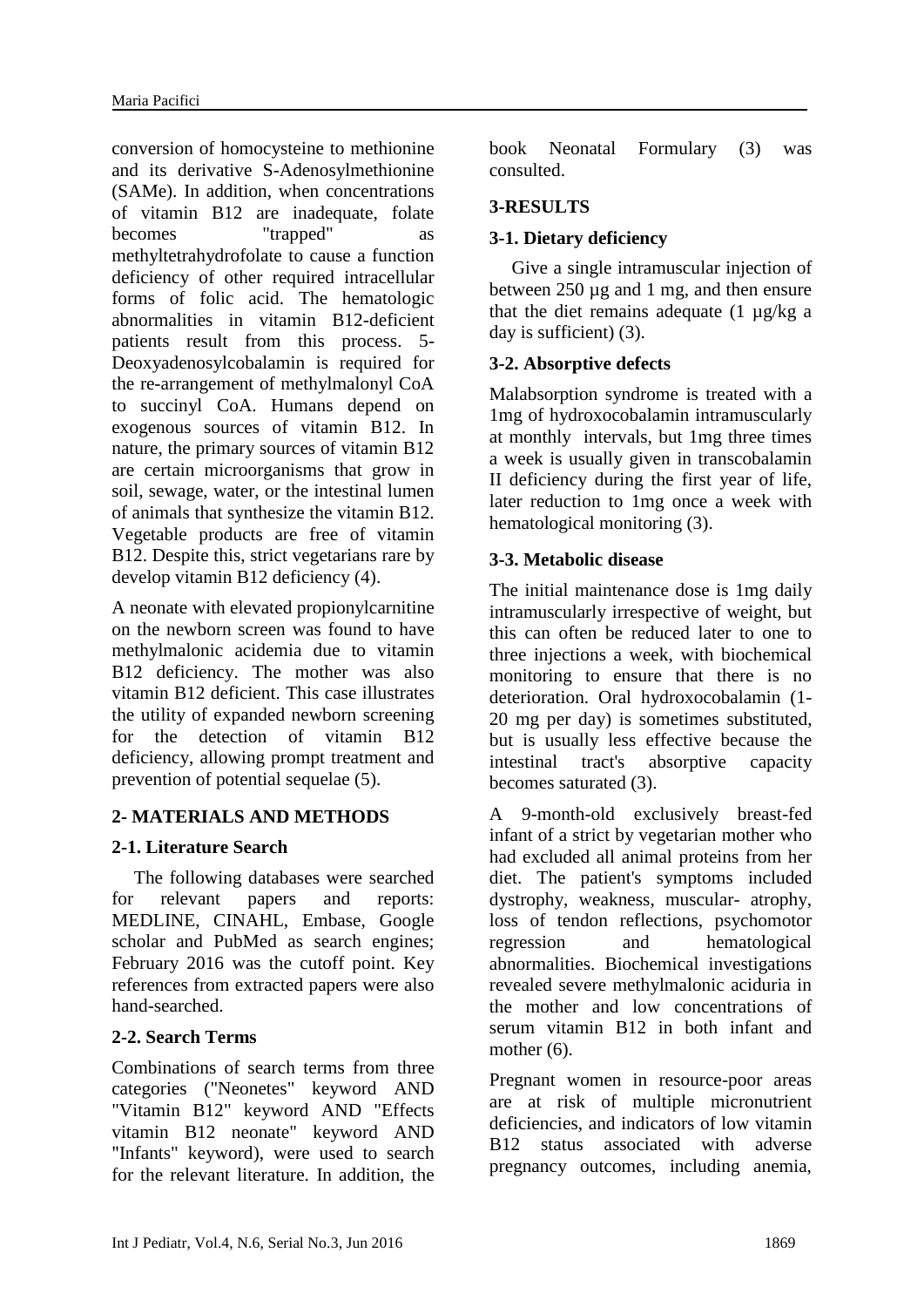conversion of homocysteine to methionine and its derivative S-Adenosylmethionine (SAMe). In addition, when concentrations of vitamin B12 are inadequate, folate becomes "trapped" as methyltetrahydrofolate to cause a function deficiency of other required intracellular forms of folic acid. The hematologic abnormalities in vitamin B12-deficient patients result from this process. 5-Deoxyadenosylcobalamin is required for the re-arrangement of methylmalonyl CoA to succinyl CoA. Humans depend on exogenous sources of vitamin B12. In nature, the primary sources of vitamin B12 are certain microorganisms that grow in soil, sewage, water, or the intestinal lumen of animals that synthesize the vitamin B12. Vegetable products are free of vitamin B12. Despite this, strict vegetarians rare by develop vitamin B12 deficiency (4).

A neonate with elevated propionylcarnitine on the newborn screen was found to have methylmalonic acidemia due to vitamin B12 deficiency. The mother was also vitamin B12 deficient. This case illustrates the utility of expanded newborn screening for the detection of vitamin B12 deficiency, allowing prompt treatment and prevention of potential sequelae (5).

## 2- MATERIALS AND METHODS

### 2-1. Literature Search

The following databases were searched for relevant papers and reports: MEDLINE, CINAHL, Embase, Google scholar and PubMed as search engines; February 2016 was the cutoff point. Key references from extracted papers were also hand-searched.

### 2-2. Search Terms

Combinations of search terms from three categories ("Neonetes" keyword AND "Vitamin B12" keyword AND "Effects vitamin B12 neonate" keyword AND "Infants" keyword), were used to search for the relevant literature. In addition, the book Neonatal Formulary (3) was consulted.

## 3-RESULTS

### 3-1. Dietary deficiency

Give a single intramuscular injection of between 250 µg and 1 mg, and then ensure that the diet remains adequate (1 µg/kg a day is sufficient) (3).

### 3-2. Absorptive defects

Malabsorption syndrome is treated with a 1mg of hydroxocobalamin intramuscularly at monthly intervals, but 1mg three times a week is usually given in transcobalamin II deficiency during the first year of life, later reduction to 1mg once a week with hematological monitoring (3).

### 3-3. Metabolic disease

The initial maintenance dose is 1mg daily intramuscularly irrespective of weight, but this can often be reduced later to one to three injections a week, with biochemical monitoring to ensure that there is no deterioration. Oral hydroxocobalamin (1-20 mg per day) is sometimes substituted, but is usually less effective because the intestinal tract's absorptive capacity becomes saturated (3).

A 9-month-old exclusively breast-fed infant of a strict by vegetarian mother who had excluded all animal proteins from her diet. The patient's symptoms included dystrophy, weakness, muscular- atrophy, loss of tendon reflections, psychomotor regression and hematological abnormalities. Biochemical investigations revealed severe methylmalonic aciduria in the mother and low concentrations of serum vitamin B12 in both infant and mother (6).

Pregnant women in resource-poor areas are at risk of multiple micronutrient deficiencies, and indicators of low vitamin B12 status associated with adverse pregnancy outcomes, including anemia,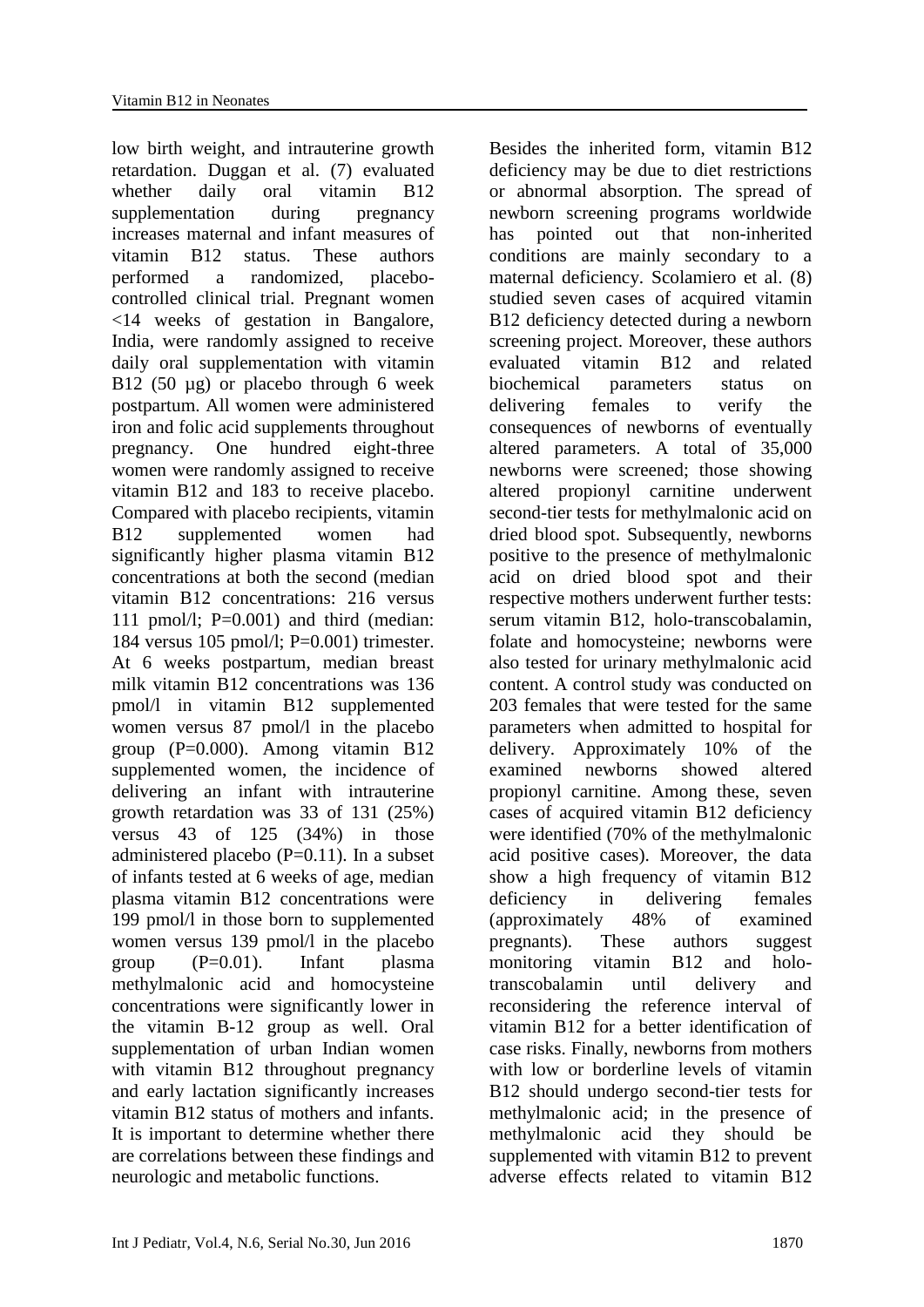low birth weight, and intrauterine growth retardation. Duggan et al. (7) evaluated whether daily oral vitamin B12 supplementation during pregnancy increases maternal and infant measures of vitamin B12 status. These authors performed a randomized, placebo-controlled clinical trial. Pregnant women <14 weeks of gestation in Bangalore, India, were randomly assigned to receive daily oral supplementation with vitamin B12 (50 µg) or placebo through 6 week postpartum. All women were administered iron and folic acid supplements throughout pregnancy. One hundred eight-three women were randomly assigned to receive vitamin B12 and 183 to receive placebo. Compared with placebo recipients, vitamin B12 supplemented women had significantly higher plasma vitamin B12 concentrations at both the second (median vitamin B12 concentrations: 216 versus 111 pmol/l; P=0.001) and third (median: 184 versus 105 pmol/l; P=0.001) trimester. At 6 weeks postpartum, median breast milk vitamin B12 concentrations was 136 pmol/l in vitamin B12 supplemented women versus 87 pmol/l in the placebo group (P=0.000). Among vitamin B12 supplemented women, the incidence of delivering an infant with intrauterine growth retardation was 33 of 131 (25%) versus 43 of 125 (34%) in those administered placebo (P=0.11). In a subset of infants tested at 6 weeks of age, median plasma vitamin B12 concentrations were 199 pmol/l in those born to supplemented women versus 139 pmol/l in the placebo group (P=0.01). Infant plasma methylmalonic acid and homocysteine concentrations were significantly lower in the vitamin B-12 group as well. Oral supplementation of urban Indian women with vitamin B12 throughout pregnancy and early lactation significantly increases vitamin B12 status of mothers and infants. It is important to determine whether there are correlations between these findings and neurologic and metabolic functions.

Besides the inherited form, vitamin B12 deficiency may be due to diet restrictions or abnormal absorption. The spread of newborn screening programs worldwide has pointed out that non-inherited conditions are mainly secondary to a maternal deficiency. Scolamiero et al. (8) studied seven cases of acquired vitamin B12 deficiency detected during a newborn screening project. Moreover, these authors evaluated vitamin B12 and related biochemical parameters status on delivering females to verify the consequences of newborns of eventually altered parameters. A total of 35,000 newborns were screened; those showing altered propionyl carnitine underwent second-tier tests for methylmalonic acid on dried blood spot. Subsequently, newborns positive to the presence of methylmalonic acid on dried blood spot and their respective mothers underwent further tests: serum vitamin B12, holo-transcobalamin, folate and homocysteine; newborns were also tested for urinary methylmalonic acid content. A control study was conducted on 203 females that were tested for the same parameters when admitted to hospital for delivery. Approximately 10% of the examined newborns showed altered propionyl carnitine. Among these, seven cases of acquired vitamin B12 deficiency were identified (70% of the methylmalonic acid positive cases). Moreover, the data show a high frequency of vitamin B12 deficiency in delivering females (approximately 48% of examined pregnants). These authors suggest monitoring vitamin B12 and holo-transcobalamin until delivery and reconsidering the reference interval of vitamin B12 for a better identification of case risks. Finally, newborns from mothers with low or borderline levels of vitamin B12 should undergo second-tier tests for methylmalonic acid; in the presence of methylmalonic acid they should be supplemented with vitamin B12 to prevent adverse effects related to vitamin B12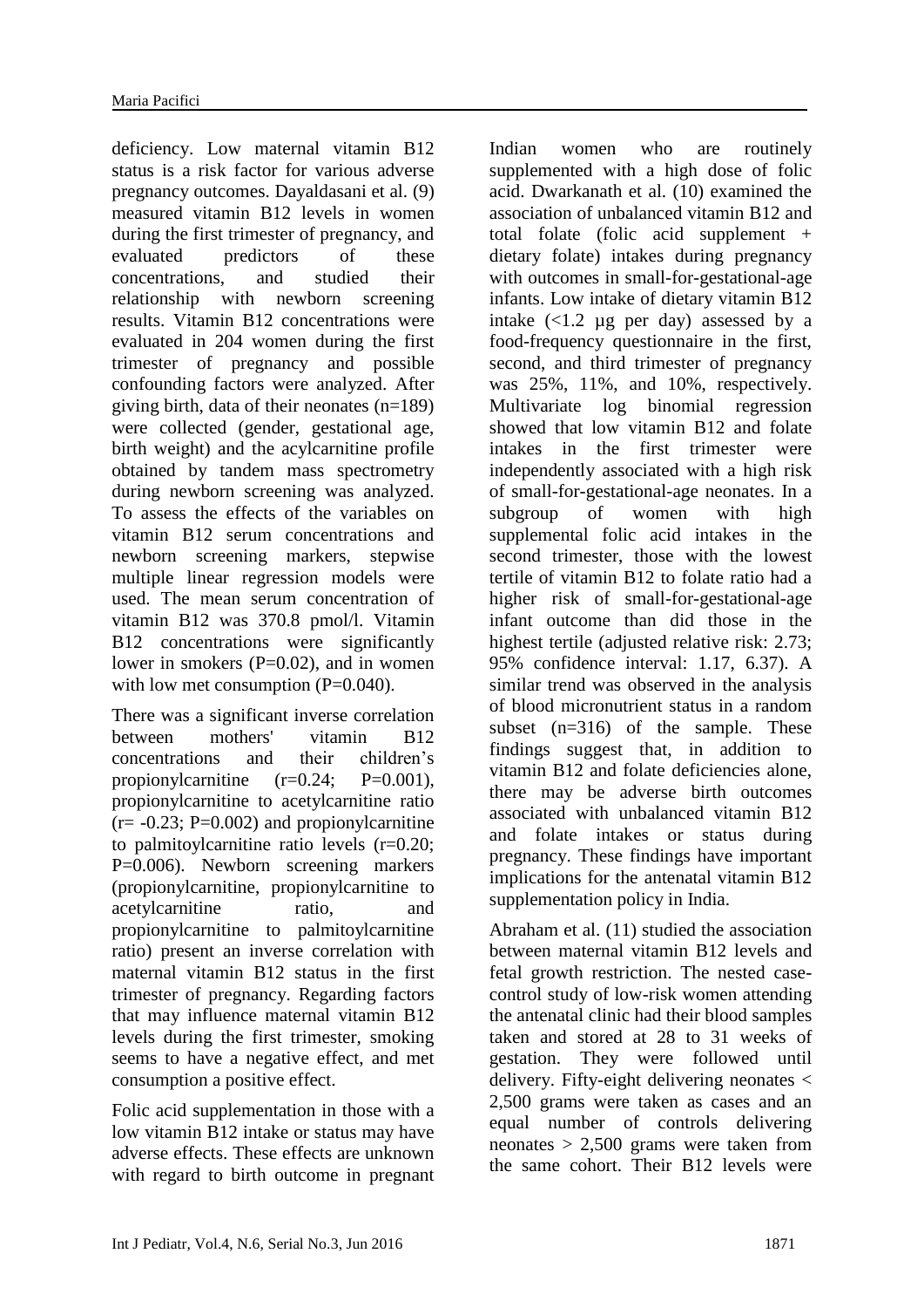deficiency. Low maternal vitamin B12 status is a risk factor for various adverse pregnancy outcomes. Dayaldasani et al. (9) measured vitamin B12 levels in women during the first trimester of pregnancy, and evaluated predictors of these concentrations, and studied their relationship with newborn screening results. Vitamin B12 concentrations were evaluated in 204 women during the first trimester of pregnancy and possible confounding factors were analyzed. After giving birth, data of their neonates (n=189) were collected (gender, gestational age, birth weight) and the acylcarnitine profile obtained by tandem mass spectrometry during newborn screening was analyzed. To assess the effects of the variables on vitamin B12 serum concentrations and newborn screening markers, stepwise multiple linear regression models were used. The mean serum concentration of vitamin B12 was 370.8 pmol/l. Vitamin B12 concentrations were significantly lower in smokers (P=0.02), and in women with low met consumption (P=0.040).

There was a significant inverse correlation between mothers' vitamin B12 concentrations and their children's propionylcarnitine (r=0.24; P=0.001), propionylcarnitine to acetylcarnitine ratio (r= -0.23; P=0.002) and propionylcarnitine to palmitoylcarnitine ratio levels (r=0.20; P=0.006). Newborn screening markers (propionylcarnitine, propionylcarnitine to acetylcarnitine ratio, and propionylcarnitine to palmitoylcarnitine ratio) present an inverse correlation with maternal vitamin B12 status in the first trimester of pregnancy. Regarding factors that may influence maternal vitamin B12 levels during the first trimester, smoking seems to have a negative effect, and met consumption a positive effect.

Folic acid supplementation in those with a low vitamin B12 intake or status may have adverse effects. These effects are unknown with regard to birth outcome in pregnant Indian women who are routinely supplemented with a high dose of folic acid. Dwarkanath et al. (10) examined the association of unbalanced vitamin B12 and total folate (folic acid supplement + dietary folate) intakes during pregnancy with outcomes in small-for-gestational-age infants. Low intake of dietary vitamin B12 intake (<1.2 µg per day) assessed by a food-frequency questionnaire in the first, second, and third trimester of pregnancy was 25%, 11%, and 10%, respectively. Multivariate log binomial regression showed that low vitamin B12 and folate intakes in the first trimester were independently associated with a high risk of small-for-gestational-age neonates. In a subgroup of women with high supplemental folic acid intakes in the second trimester, those with the lowest tertile of vitamin B12 to folate ratio had a higher risk of small-for-gestational-age infant outcome than did those in the highest tertile (adjusted relative risk: 2.73; 95% confidence interval: 1.17, 6.37). A similar trend was observed in the analysis of blood micronutrient status in a random subset (n=316) of the sample. These findings suggest that, in addition to vitamin B12 and folate deficiencies alone, there may be adverse birth outcomes associated with unbalanced vitamin B12 and folate intakes or status during pregnancy. These findings have important implications for the antenatal vitamin B12 supplementation policy in India.

Abraham et al. (11) studied the association between maternal vitamin B12 levels and fetal growth restriction. The nested case-control study of low-risk women attending the antenatal clinic had their blood samples taken and stored at 28 to 31 weeks of gestation. They were followed until delivery. Fifty-eight delivering neonates < 2,500 grams were taken as cases and an equal number of controls delivering neonates > 2,500 grams were taken from the same cohort. Their B12 levels were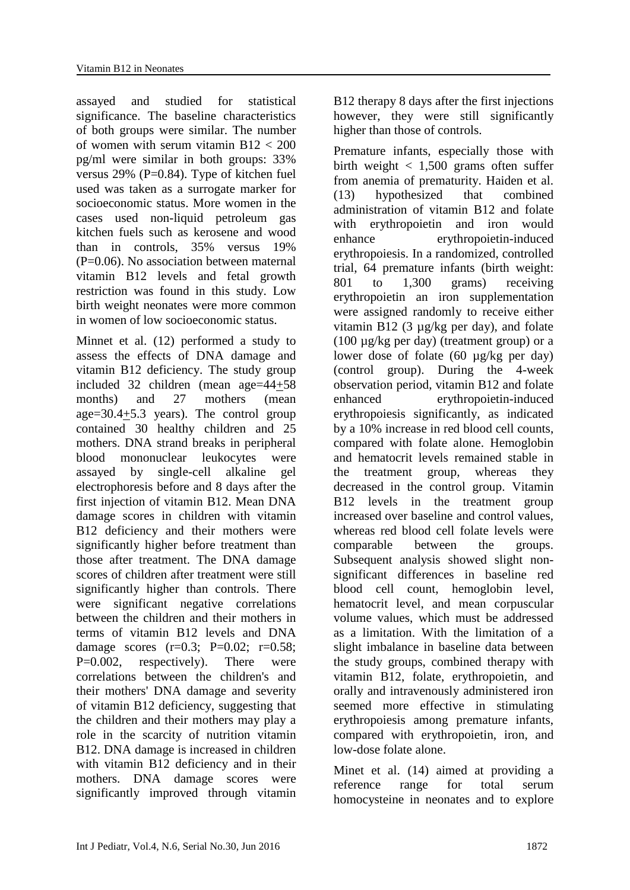assayed and studied for statistical significance. The baseline characteristics of both groups were similar. The number of women with serum vitamin B12 < 200 pg/ml were similar in both groups: 33% versus 29% (P=0.84). Type of kitchen fuel used was taken as a surrogate marker for socioeconomic status. More women in the cases used non-liquid petroleum gas kitchen fuels such as kerosene and wood than in controls, 35% versus 19% (P=0.06). No association between maternal vitamin B12 levels and fetal growth restriction was found in this study. Low birth weight neonates were more common in women of low socioeconomic status.

Minnet et al. (12) performed a study to assess the effects of DNA damage and vitamin B12 deficiency. The study group included 32 children (mean age=44±58 months) and 27 mothers (mean age=30.4±5.3 years). The control group contained 30 healthy children and 25 mothers. DNA strand breaks in peripheral blood mononuclear leukocytes were assayed by single-cell alkaline gel electrophoresis before and 8 days after the first injection of vitamin B12. Mean DNA damage scores in children with vitamin B12 deficiency and their mothers were significantly higher before treatment than those after treatment. The DNA damage scores of children after treatment were still significantly higher than controls. There were significant negative correlations between the children and their mothers in terms of vitamin B12 levels and DNA damage scores (r=0.3; P=0.02; r=0.58; P=0.002, respectively). There were correlations between the children's and their mothers' DNA damage and severity of vitamin B12 deficiency, suggesting that the children and their mothers may play a role in the scarcity of nutrition vitamin B12. DNA damage is increased in children with vitamin B12 deficiency and in their mothers. DNA damage scores were significantly improved through vitamin B12 therapy 8 days after the first injections however, they were still significantly higher than those of controls.

Premature infants, especially those with birth weight < 1,500 grams often suffer from anemia of prematurity. Haiden et al. (13) hypothesized that combined administration of vitamin B12 and folate with erythropoietin and iron would enhance erythropoietin-induced erythropoiesis. In a randomized, controlled trial, 64 premature infants (birth weight: 801 to 1,300 grams) receiving erythropoietin an iron supplementation were assigned randomly to receive either vitamin B12 (3 µg/kg per day), and folate (100 µg/kg per day) (treatment group) or a lower dose of folate (60 µg/kg per day) (control group). During the 4-week observation period, vitamin B12 and folate enhanced erythropoietin-induced erythropoiesis significantly, as indicated by a 10% increase in red blood cell counts, compared with folate alone. Hemoglobin and hematocrit levels remained stable in the treatment group, whereas they decreased in the control group. Vitamin B12 levels in the treatment group increased over baseline and control values, whereas red blood cell folate levels were comparable between the groups. Subsequent analysis showed slight non-significant differences in baseline red blood cell count, hemoglobin level, hematocrit level, and mean corpuscular volume values, which must be addressed as a limitation. With the limitation of a slight imbalance in baseline data between the study groups, combined therapy with vitamin B12, folate, erythropoietin, and orally and intravenously administered iron seemed more effective in stimulating erythropoiesis among premature infants, compared with erythropoietin, iron, and low-dose folate alone.

Minet et al. (14) aimed at providing a reference range for total serum homocysteine in neonates and to explore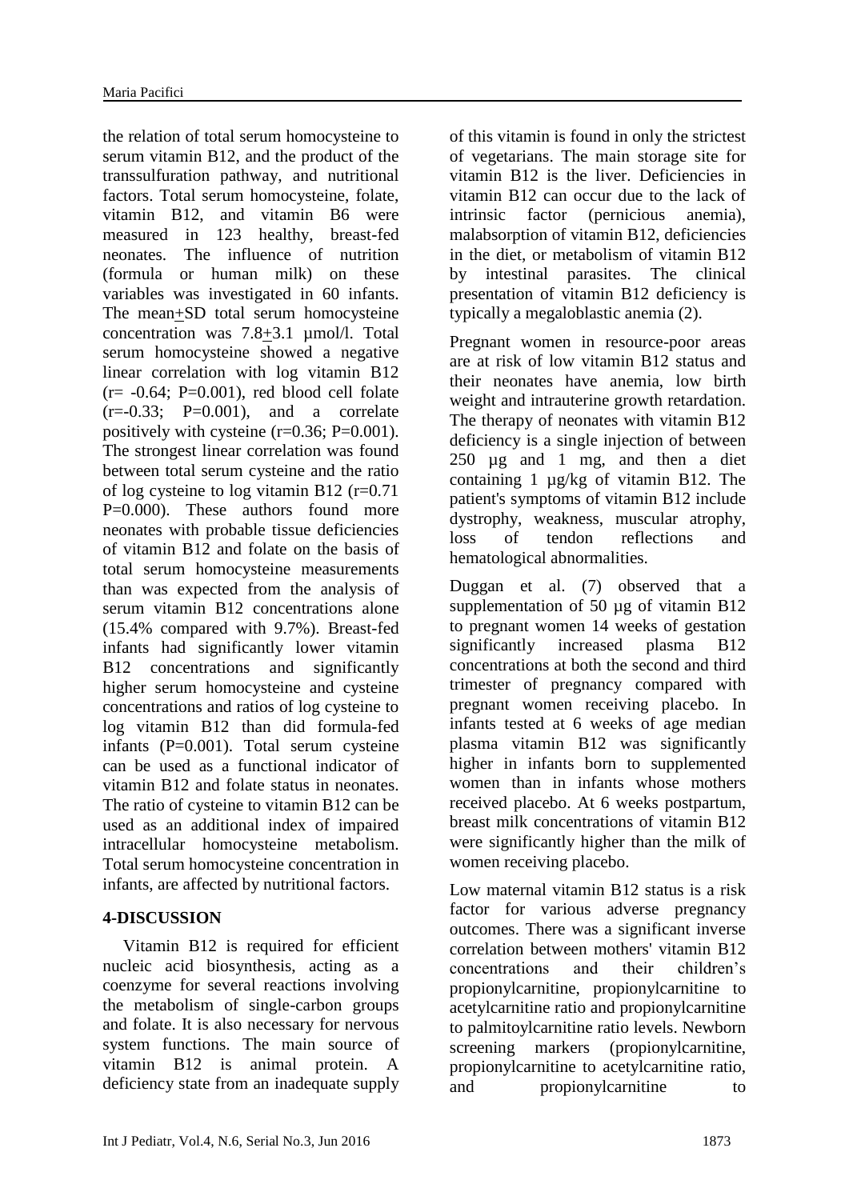the relation of total serum homocysteine to serum vitamin B12, and the product of the transsulfuration pathway, and nutritional factors. Total serum homocysteine, folate, vitamin B12, and vitamin B6 were measured in 123 healthy, breast-fed neonates. The influence of nutrition (formula or human milk) on these variables was investigated in 60 infants. The mean+SD total serum homocysteine concentration was 7.8+3.1 µmol/l. Total serum homocysteine showed a negative linear correlation with log vitamin B12 (r= -0.64; P=0.001), red blood cell folate (r=-0.33; P=0.001), and a correlate positively with cysteine (r=0.36; P=0.001). The strongest linear correlation was found between total serum cysteine and the ratio of log cysteine to log vitamin B12 (r=0.71 P=0.000). These authors found more neonates with probable tissue deficiencies of vitamin B12 and folate on the basis of total serum homocysteine measurements than was expected from the analysis of serum vitamin B12 concentrations alone (15.4% compared with 9.7%). Breast-fed infants had significantly lower vitamin B12 concentrations and significantly higher serum homocysteine and cysteine concentrations and ratios of log cysteine to log vitamin B12 than did formula-fed infants (P=0.001). Total serum cysteine can be used as a functional indicator of vitamin B12 and folate status in neonates. The ratio of cysteine to vitamin B12 can be used as an additional index of impaired intracellular homocysteine metabolism. Total serum homocysteine concentration in infants, are affected by nutritional factors.

## 4-DISCUSSION

Vitamin B12 is required for efficient nucleic acid biosynthesis, acting as a coenzyme for several reactions involving the metabolism of single-carbon groups and folate. It is also necessary for nervous system functions. The main source of vitamin B12 is animal protein. A deficiency state from an inadequate supply of this vitamin is found in only the strictest of vegetarians. The main storage site for vitamin B12 is the liver. Deficiencies in vitamin B12 can occur due to the lack of intrinsic factor (pernicious anemia), malabsorption of vitamin B12, deficiencies in the diet, or metabolism of vitamin B12 by intestinal parasites. The clinical presentation of vitamin B12 deficiency is typically a megaloblastic anemia (2).

Pregnant women in resource-poor areas are at risk of low vitamin B12 status and their neonates have anemia, low birth weight and intrauterine growth retardation. The therapy of neonates with vitamin B12 deficiency is a single injection of between 250 µg and 1 mg, and then a diet containing 1 µg/kg of vitamin B12. The patient's symptoms of vitamin B12 include dystrophy, weakness, muscular atrophy, loss of tendon reflections and hematological abnormalities.

Duggan et al. (7) observed that a supplementation of 50 µg of vitamin B12 to pregnant women 14 weeks of gestation significantly increased plasma B12 concentrations at both the second and third trimester of pregnancy compared with pregnant women receiving placebo. In infants tested at 6 weeks of age median plasma vitamin B12 was significantly higher in infants born to supplemented women than in infants whose mothers received placebo. At 6 weeks postpartum, breast milk concentrations of vitamin B12 were significantly higher than the milk of women receiving placebo.

Low maternal vitamin B12 status is a risk factor for various adverse pregnancy outcomes. There was a significant inverse correlation between mothers' vitamin B12 concentrations and their children's propionylcarnitine, propionylcarnitine to acetylcarnitine ratio and propionylcarnitine to palmitoylcarnitine ratio levels. Newborn screening markers (propionylcarnitine, propionylcarnitine to acetylcarnitine ratio, and propionylcarnitine to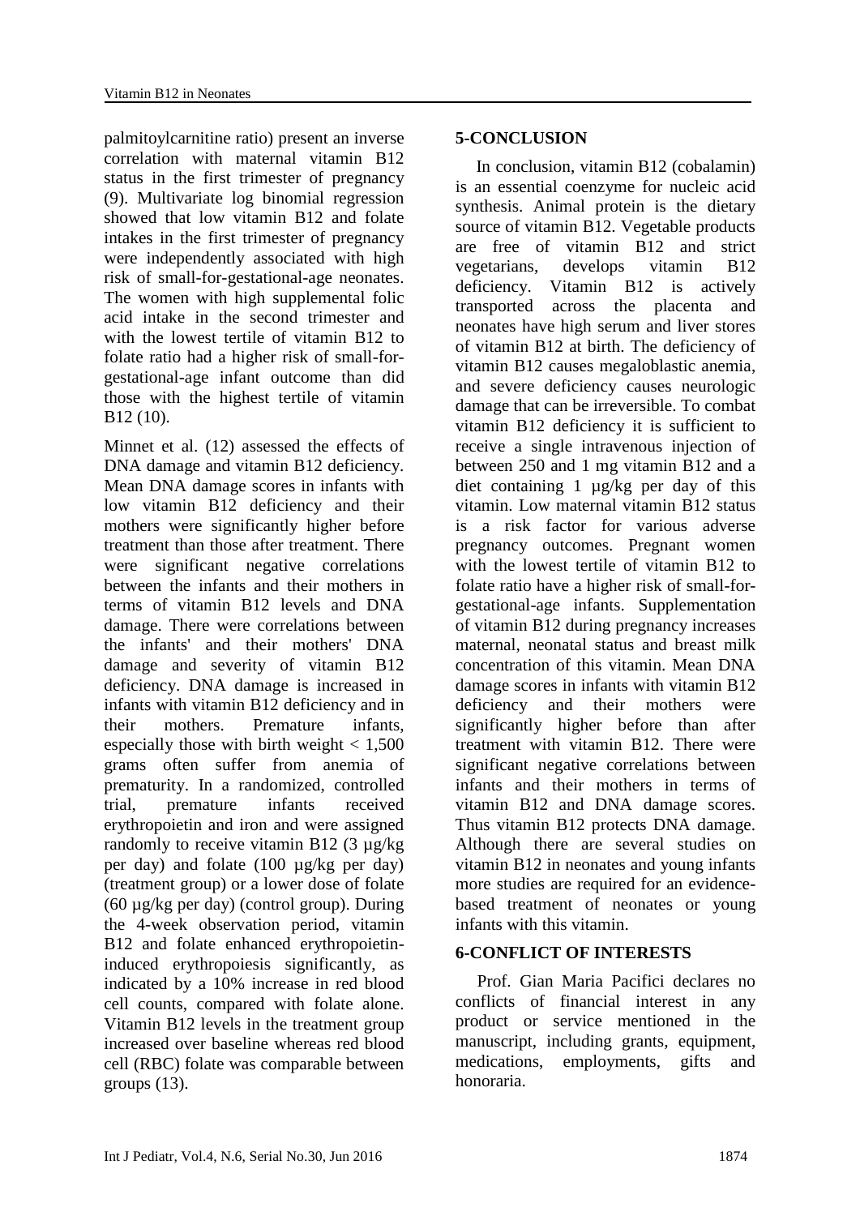palmitoylcarnitine ratio) present an inverse correlation with maternal vitamin B12 status in the first trimester of pregnancy (9). Multivariate log binomial regression showed that low vitamin B12 and folate intakes in the first trimester of pregnancy were independently associated with high risk of small-for-gestational-age neonates. The women with high supplemental folic acid intake in the second trimester and with the lowest tertile of vitamin B12 to folate ratio had a higher risk of small-for-gestational-age infant outcome than did those with the highest tertile of vitamin B12 (10).

Minnet et al. (12) assessed the effects of DNA damage and vitamin B12 deficiency. Mean DNA damage scores in infants with low vitamin B12 deficiency and their mothers were significantly higher before treatment than those after treatment. There were significant negative correlations between the infants and their mothers in terms of vitamin B12 levels and DNA damage. There were correlations between the infants' and their mothers' DNA damage and severity of vitamin B12 deficiency. DNA damage is increased in infants with vitamin B12 deficiency and in their mothers. Premature infants, especially those with birth weight < 1,500 grams often suffer from anemia of prematurity. In a randomized, controlled trial, premature infants received erythropoietin and iron and were assigned randomly to receive vitamin B12 (3 µg/kg per day) and folate (100 µg/kg per day) (treatment group) or a lower dose of folate (60 µg/kg per day) (control group). During the 4-week observation period, vitamin B12 and folate enhanced erythropoietin-induced erythropoiesis significantly, as indicated by a 10% increase in red blood cell counts, compared with folate alone. Vitamin B12 levels in the treatment group increased over baseline whereas red blood cell (RBC) folate was comparable between groups (13).

## 5-CONCLUSION

In conclusion, vitamin B12 (cobalamin) is an essential coenzyme for nucleic acid synthesis. Animal protein is the dietary source of vitamin B12. Vegetable products are free of vitamin B12 and strict vegetarians, develops vitamin B12 deficiency. Vitamin B12 is actively transported across the placenta and neonates have high serum and liver stores of vitamin B12 at birth. The deficiency of vitamin B12 causes megaloblastic anemia, and severe deficiency causes neurologic damage that can be irreversible. To combat vitamin B12 deficiency it is sufficient to receive a single intravenous injection of between 250 and 1 mg vitamin B12 and a diet containing 1 µg/kg per day of this vitamin. Low maternal vitamin B12 status is a risk factor for various adverse pregnancy outcomes. Pregnant women with the lowest tertile of vitamin B12 to folate ratio have a higher risk of small-for-gestational-age infants. Supplementation of vitamin B12 during pregnancy increases maternal, neonatal status and breast milk concentration of this vitamin. Mean DNA damage scores in infants with vitamin B12 deficiency and their mothers were significantly higher before than after treatment with vitamin B12. There were significant negative correlations between infants and their mothers in terms of vitamin B12 and DNA damage scores. Thus vitamin B12 protects DNA damage. Although there are several studies on vitamin B12 in neonates and young infants more studies are required for an evidence-based treatment of neonates or young infants with this vitamin.

## 6-CONFLICT OF INTERESTS

Prof. Gian Maria Pacifici declares no conflicts of financial interest in any product or service mentioned in the manuscript, including grants, equipment, medications, employments, gifts and honoraria.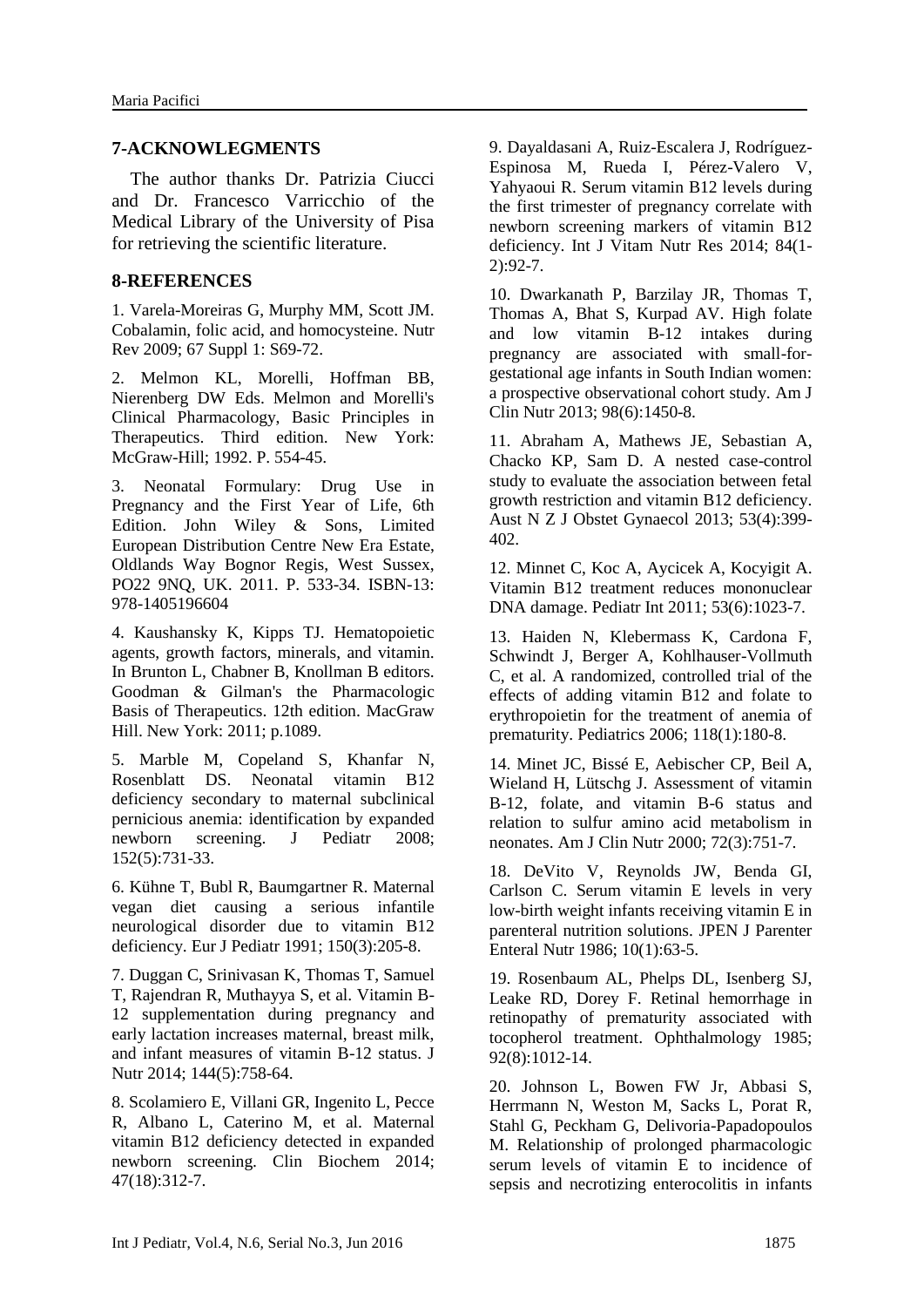## 7-ACKNOWLEGMENTS

The author thanks Dr. Patrizia Ciucci and Dr. Francesco Varricchio of the Medical Library of the University of Pisa for retrieving the scientific literature.

## 8-REFERENCES

1. Varela-Moreiras G, Murphy MM, Scott JM. Cobalamin, folic acid, and homocysteine. Nutr Rev 2009; 67 Suppl 1: S69-72.

2. Melmon KL, Morelli, Hoffman BB, Nierenberg DW Eds. Melmon and Morelli's Clinical Pharmacology, Basic Principles in Therapeutics. Third edition. New York: McGraw-Hill; 1992. P. 554-45.

3. Neonatal Formulary: Drug Use in Pregnancy and the First Year of Life, 6th Edition. John Wiley & Sons, Limited European Distribution Centre New Era Estate, Oldlands Way Bognor Regis, West Sussex, PO22 9NQ, UK. 2011. P. 533-34. ISBN-13: 978-1405196604

4. Kaushansky K, Kipps TJ. Hematopoietic agents, growth factors, minerals, and vitamin. In Brunton L, Chabner B, Knollman B editors. Goodman & Gilman's the Pharmacologic Basis of Therapeutics. 12th edition. MacGraw Hill. New York: 2011; p.1089.

5. Marble M, Copeland S, Khanfar N, Rosenblatt DS. Neonatal vitamin B12 deficiency secondary to maternal subclinical pernicious anemia: identification by expanded newborn screening. J Pediatr 2008; 152(5):731-33.

6. Kühne T, Bubl R, Baumgartner R. Maternal vegan diet causing a serious infantile neurological disorder due to vitamin B12 deficiency. Eur J Pediatr 1991; 150(3):205-8.

7. Duggan C, Srinivasan K, Thomas T, Samuel T, Rajendran R, Muthayya S, et al. Vitamin B-12 supplementation during pregnancy and early lactation increases maternal, breast milk, and infant measures of vitamin B-12 status. J Nutr 2014; 144(5):758-64.

8. Scolamiero E, Villani GR, Ingenito L, Pecce R, Albano L, Caterino M, et al. Maternal vitamin B12 deficiency detected in expanded newborn screening. Clin Biochem 2014; 47(18):312-7.

9. Dayaldasani A, Ruiz-Escalera J, Rodríguez-Espinosa M, Rueda I, Pérez-Valero V, Yahyaoui R. Serum vitamin B12 levels during the first trimester of pregnancy correlate with newborn screening markers of vitamin B12 deficiency. Int J Vitam Nutr Res 2014; 84(1-2):92-7.

10. Dwarkanath P, Barzilay JR, Thomas T, Thomas A, Bhat S, Kurpad AV. High folate and low vitamin B-12 intakes during pregnancy are associated with small-for-gestational age infants in South Indian women: a prospective observational cohort study. Am J Clin Nutr 2013; 98(6):1450-8.

11. Abraham A, Mathews JE, Sebastian A, Chacko KP, Sam D. A nested case-control study to evaluate the association between fetal growth restriction and vitamin B12 deficiency. Aust N Z J Obstet Gynaecol 2013; 53(4):399-402.

12. Minnet C, Koc A, Aycicek A, Kocyigit A. Vitamin B12 treatment reduces mononuclear DNA damage. Pediatr Int 2011; 53(6):1023-7.

13. Haiden N, Klebermass K, Cardona F, Schwindt J, Berger A, Kohlhauser-Vollmuth C, et al. A randomized, controlled trial of the effects of adding vitamin B12 and folate to erythropoietin for the treatment of anemia of prematurity. Pediatrics 2006; 118(1):180-8.

14. Minet JC, Bissé E, Aebischer CP, Beil A, Wieland H, Lütschg J. Assessment of vitamin B-12, folate, and vitamin B-6 status and relation to sulfur amino acid metabolism in neonates. Am J Clin Nutr 2000; 72(3):751-7.

18. DeVito V, Reynolds JW, Benda GI, Carlson C. Serum vitamin E levels in very low-birth weight infants receiving vitamin E in parenteral nutrition solutions. JPEN J Parenter Enteral Nutr 1986; 10(1):63-5.

19. Rosenbaum AL, Phelps DL, Isenberg SJ, Leake RD, Dorey F. Retinal hemorrhage in retinopathy of prematurity associated with tocopherol treatment. Ophthalmology 1985; 92(8):1012-14.

20. Johnson L, Bowen FW Jr, Abbasi S, Herrmann N, Weston M, Sacks L, Porat R, Stahl G, Peckham G, Delivoria-Papadopoulos M. Relationship of prolonged pharmacologic serum levels of vitamin E to incidence of sepsis and necrotizing enterocolitis in infants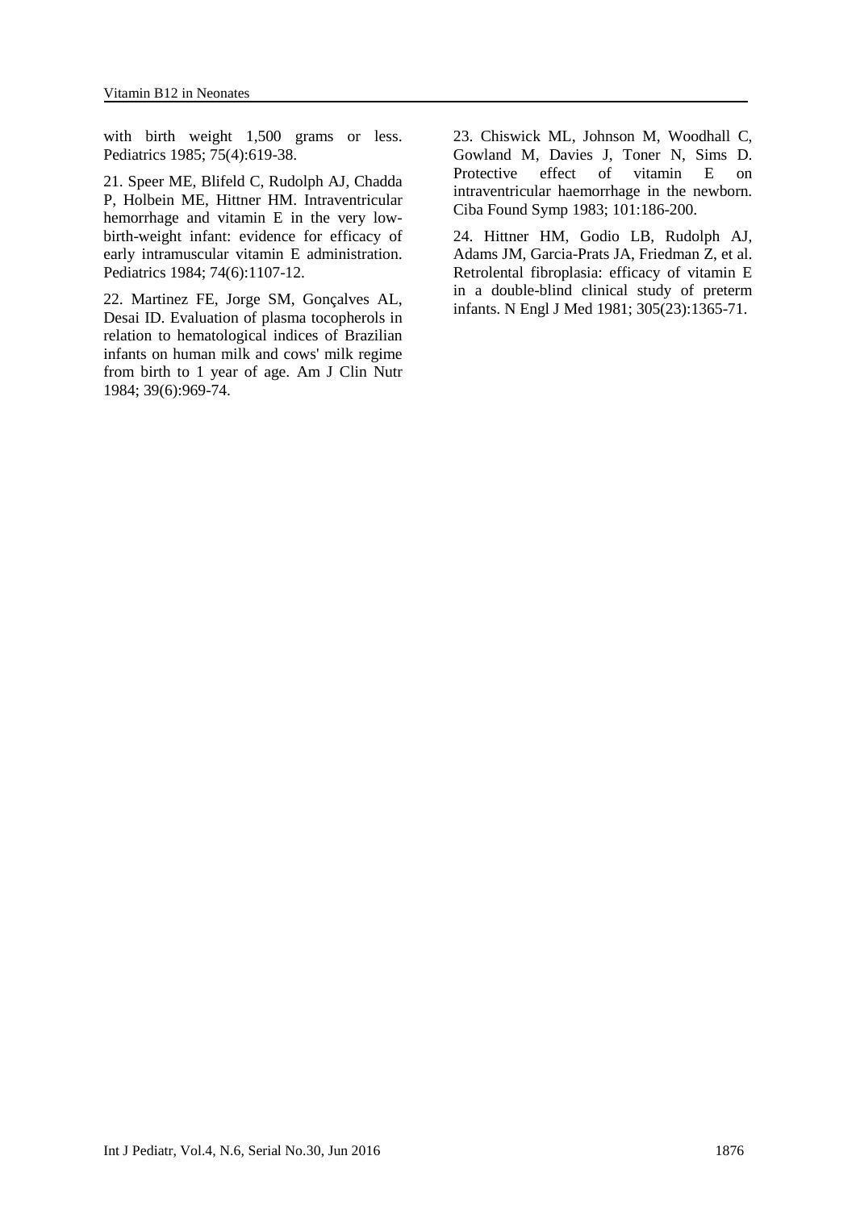with birth weight 1,500 grams or less. Pediatrics 1985; 75(4):619-38.

21. Speer ME, Blifeld C, Rudolph AJ, Chadda P, Holbein ME, Hittner HM. Intraventricular hemorrhage and vitamin E in the very low-birth-weight infant: evidence for efficacy of early intramuscular vitamin E administration. Pediatrics 1984; 74(6):1107-12.

22. Martinez FE, Jorge SM, Gonçalves AL, Desai ID. Evaluation of plasma tocopherols in relation to hematological indices of Brazilian infants on human milk and cows' milk regime from birth to 1 year of age. Am J Clin Nutr 1984; 39(6):969-74.

23. Chiswick ML, Johnson M, Woodhall C, Gowland M, Davies J, Toner N, Sims D. Protective effect of vitamin E on intraventricular haemorrhage in the newborn. Ciba Found Symp 1983; 101:186-200.

24. Hittner HM, Godio LB, Rudolph AJ, Adams JM, Garcia-Prats JA, Friedman Z, et al. Retrolental fibroplasia: efficacy of vitamin E in a double-blind clinical study of preterm infants. N Engl J Med 1981; 305(23):1365-71.